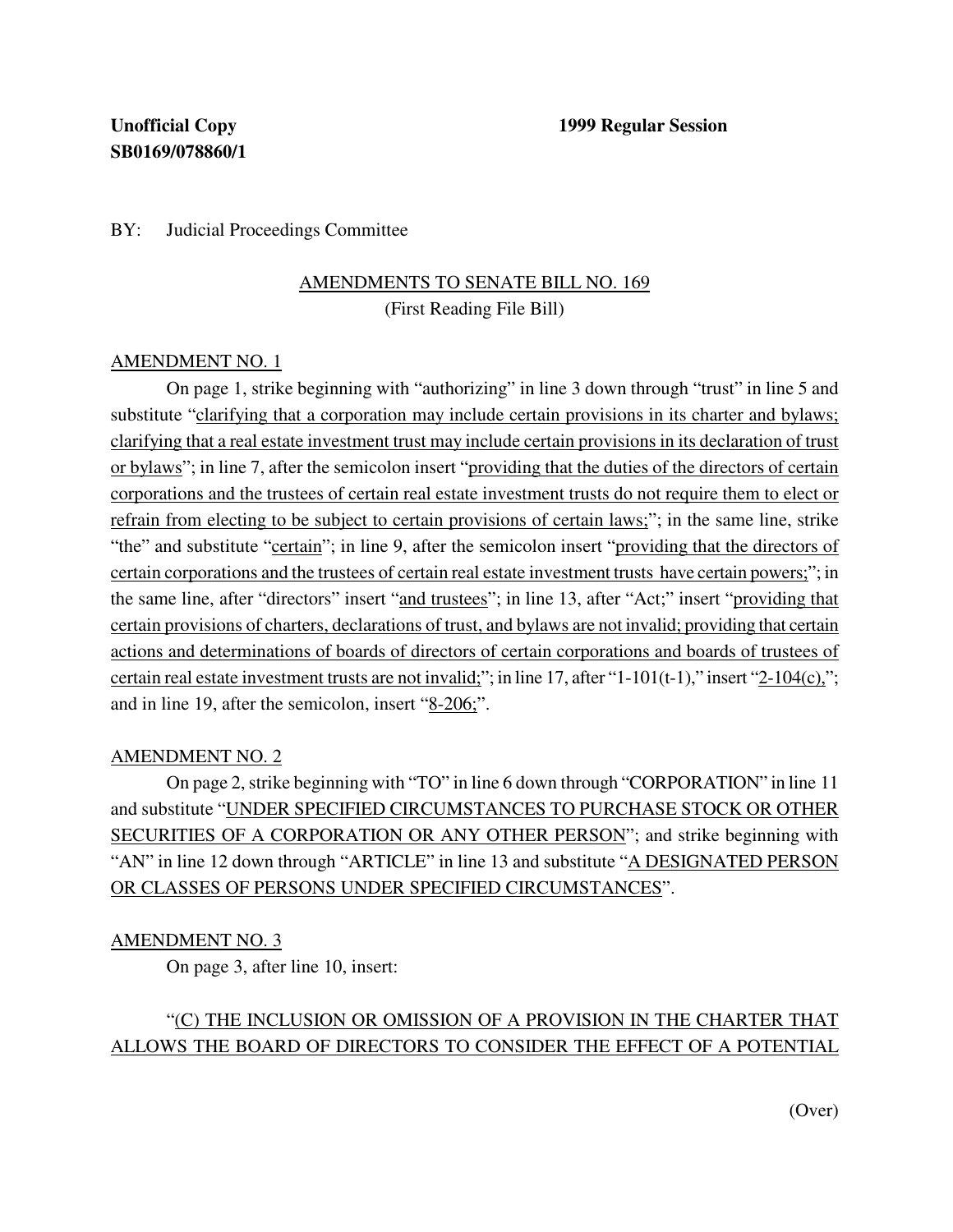**Unofficial Copy** **1999 Regular Session**
**SB0169/078860/1**

BY: Judicial Proceedings Committee

AMENDMENTS TO SENATE BILL NO. 169
(First Reading File Bill)

AMENDMENT NO. 1

On page 1, strike beginning with "authorizing" in line 3 down through "trust" in line 5 and substitute "clarifying that a corporation may include certain provisions in its charter and bylaws; clarifying that a real estate investment trust may include certain provisions in its declaration of trust or bylaws"; in line 7, after the semicolon insert "providing that the duties of the directors of certain corporations and the trustees of certain real estate investment trusts do not require them to elect or refrain from electing to be subject to certain provisions of certain laws;"; in the same line, strike "the" and substitute "certain"; in line 9, after the semicolon insert "providing that the directors of certain corporations and the trustees of certain real estate investment trusts have certain powers;"; in the same line, after "directors" insert "and trustees"; in line 13, after "Act;" insert "providing that certain provisions of charters, declarations of trust, and bylaws are not invalid; providing that certain actions and determinations of boards of directors of certain corporations and boards of trustees of certain real estate investment trusts are not invalid;"; in line 17, after "1-101(t-1)," insert "2-104(c),"; and in line 19, after the semicolon, insert "8-206;".

AMENDMENT NO. 2

On page 2, strike beginning with "TO" in line 6 down through "CORPORATION" in line 11 and substitute "UNDER SPECIFIED CIRCUMSTANCES TO PURCHASE STOCK OR OTHER SECURITIES OF A CORPORATION OR ANY OTHER PERSON"; and strike beginning with "AN" in line 12 down through "ARTICLE" in line 13 and substitute "A DESIGNATED PERSON OR CLASSES OF PERSONS UNDER SPECIFIED CIRCUMSTANCES".

AMENDMENT NO. 3

On page 3, after line 10, insert:

"(C) THE INCLUSION OR OMISSION OF A PROVISION IN THE CHARTER THAT ALLOWS THE BOARD OF DIRECTORS TO CONSIDER THE EFFECT OF A POTENTIAL

(Over)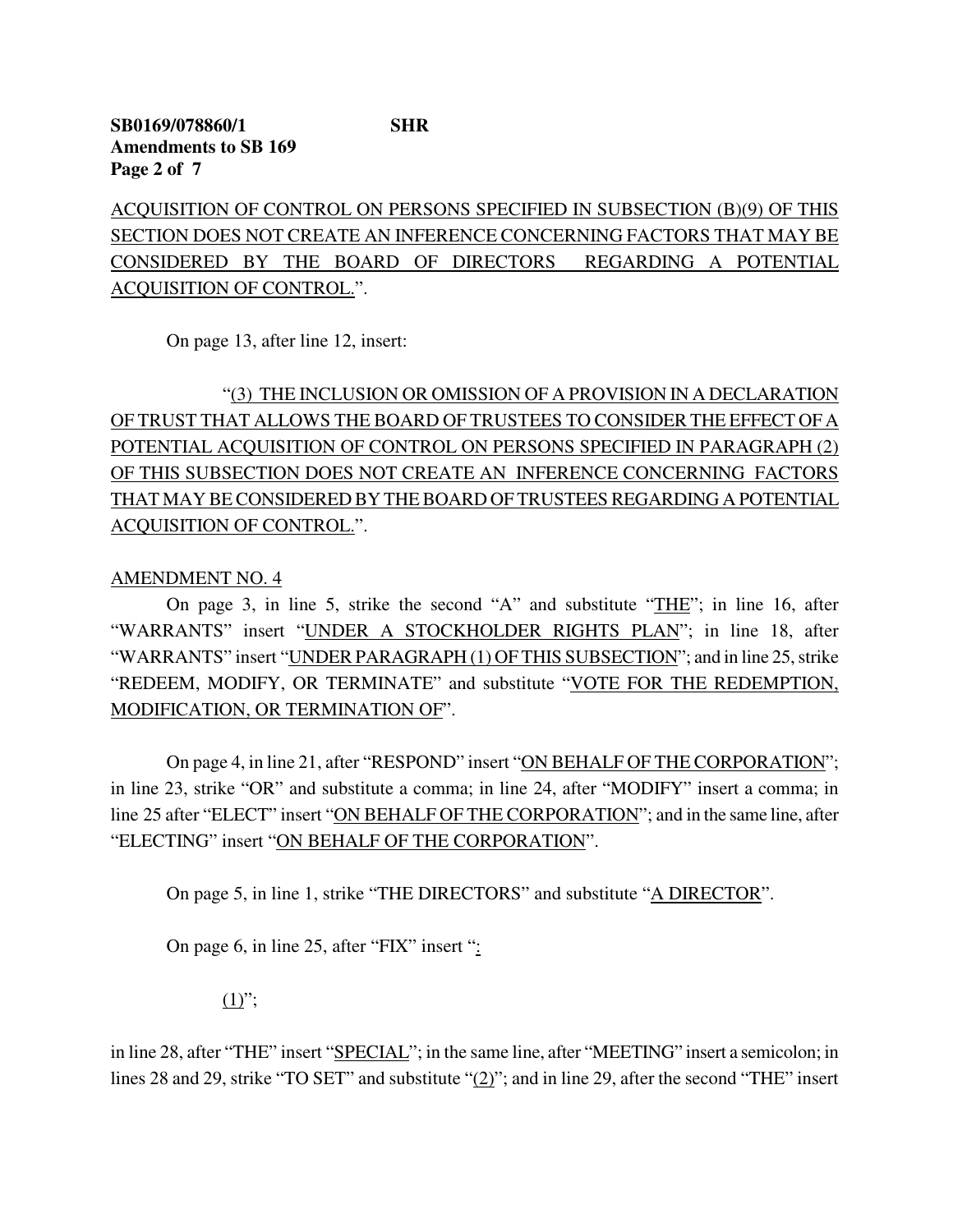<u>ACQUISITION OF CONTROL ON PERSONS SPECIFIED IN SUBSECTION (B)(9) OF THIS SECTION DOES NOT CREATE AN INFERENCE CONCERNING FACTORS THAT MAY BE CONSIDERED BY THE BOARD OF DIRECTORS REGARDING A POTENTIAL ACQUISITION OF CONTROL.</u>".

On page 13, after line 12, insert:

"<u>(3) THE INCLUSION OR OMISSION OF A PROVISION IN A DECLARATION OF TRUST THAT ALLOWS THE BOARD OF TRUSTEES TO CONSIDER THE EFFECT OF A POTENTIAL ACQUISITION OF CONTROL ON PERSONS SPECIFIED IN PARAGRAPH (2) OF THIS SUBSECTION DOES NOT CREATE AN INFERENCE CONCERNING FACTORS THAT MAY BE CONSIDERED BY THE BOARD OF TRUSTEES REGARDING A POTENTIAL ACQUISITION OF CONTROL.</u>".

<u>AMENDMENT NO. 4</u>

On page 3, in line 5, strike the second "A" and substitute "<u>THE</u>"; in line 16, after "WARRANTS" insert "<u>UNDER A STOCKHOLDER RIGHTS PLAN</u>"; in line 18, after "WARRANTS" insert "<u>UNDER PARAGRAPH (1) OF THIS SUBSECTION</u>"; and in line 25, strike "REDEEM, MODIFY, OR TERMINATE" and substitute "<u>VOTE FOR THE REDEMPTION, MODIFICATION, OR TERMINATION OF</u>".

On page 4, in line 21, after "RESPOND" insert "<u>ON BEHALF OF THE CORPORATION</u>"; in line 23, strike "OR" and substitute a comma; in line 24, after "MODIFY" insert a comma; in line 25 after "ELECT" insert "<u>ON BEHALF OF THE CORPORATION</u>"; and in the same line, after "ELECTING" insert "<u>ON BEHALF OF THE CORPORATION</u>".

On page 5, in line 1, strike "THE DIRECTORS" and substitute "<u>A DIRECTOR</u>".

On page 6, in line 25, after "FIX" insert "<u>:</u>

<u>(1)</u>";

in line 28, after "THE" insert "<u>SPECIAL</u>"; in the same line, after "MEETING" insert a semicolon; in lines 28 and 29, strike "TO SET" and substitute "<u>(2)</u>"; and in line 29, after the second "THE" insert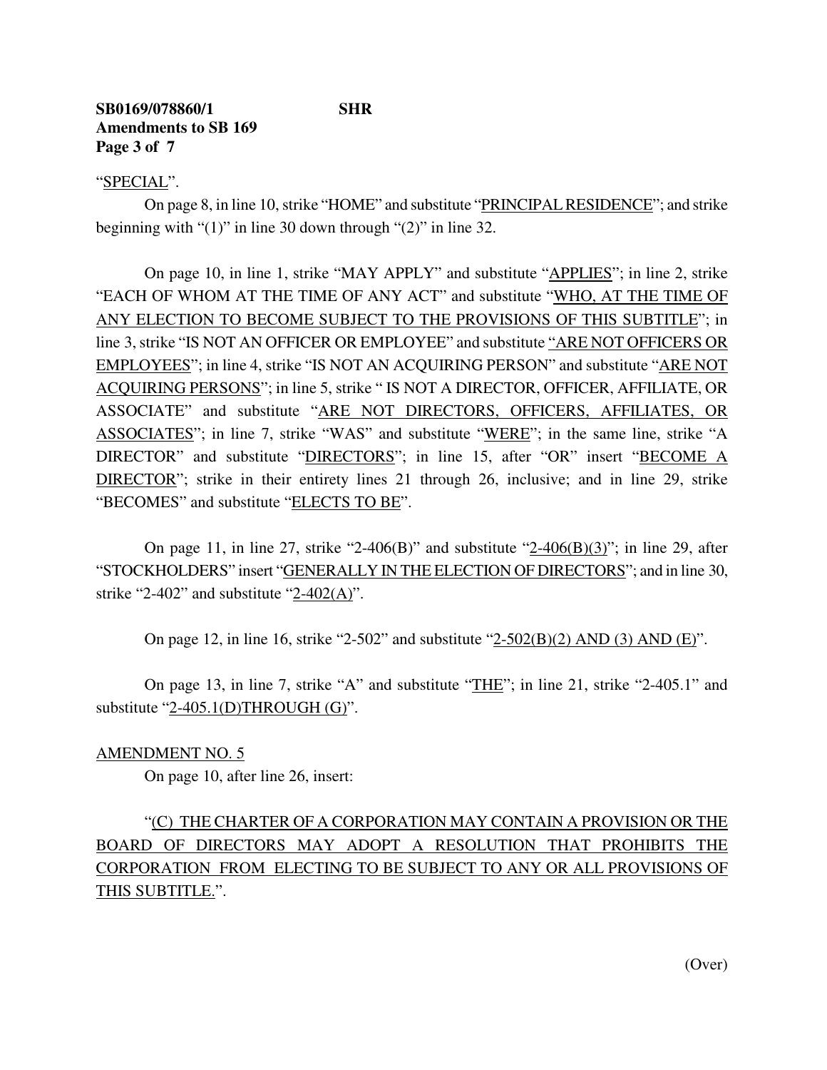"<u>SPECIAL</u>".

On page 8, in line 10, strike "HOME" and substitute "<u>PRINCIPAL RESIDENCE</u>"; and strike beginning with "(1)" in line 30 down through "(2)" in line 32.

On page 10, in line 1, strike "MAY APPLY" and substitute "<u>APPLIES</u>"; in line 2, strike "EACH OF WHOM AT THE TIME OF ANY ACT" and substitute "<u>WHO, AT THE TIME OF ANY ELECTION TO BECOME SUBJECT TO THE PROVISIONS OF THIS SUBTITLE</u>"; in line 3, strike "IS NOT AN OFFICER OR EMPLOYEE" and substitute "<u>ARE NOT OFFICERS OR EMPLOYEES</u>"; in line 4, strike "IS NOT AN ACQUIRING PERSON" and substitute "<u>ARE NOT ACQUIRING PERSONS</u>"; in line 5, strike " IS NOT A DIRECTOR, OFFICER, AFFILIATE, OR ASSOCIATE" and substitute "<u>ARE NOT DIRECTORS, OFFICERS, AFFILIATES, OR ASSOCIATES</u>"; in line 7, strike "WAS" and substitute "<u>WERE</u>"; in the same line, strike "A DIRECTOR" and substitute "<u>DIRECTORS</u>"; in line 15, after "OR" insert "<u>BECOME A DIRECTOR</u>"; strike in their entirety lines 21 through 26, inclusive; and in line 29, strike "BECOMES" and substitute "<u>ELECTS TO BE</u>".

On page 11, in line 27, strike "2-406(B)" and substitute "<u>2-406(B)(3)</u>"; in line 29, after "STOCKHOLDERS" insert "<u>GENERALLY IN THE ELECTION OF DIRECTORS</u>"; and in line 30, strike "2-402" and substitute "<u>2-402(A)</u>".

On page 12, in line 16, strike "2-502" and substitute "<u>2-502(B)(2) AND (3) AND (E)</u>".

On page 13, in line 7, strike "A" and substitute "<u>THE</u>"; in line 21, strike "2-405.1" and substitute "<u>2-405.1(D)THROUGH (G)</u>".

<u>AMENDMENT NO. 5</u>

On page 10, after line 26, insert:

"<u>(C) THE CHARTER OF A CORPORATION MAY CONTAIN A PROVISION OR THE BOARD OF DIRECTORS MAY ADOPT A RESOLUTION THAT PROHIBITS THE CORPORATION FROM ELECTING TO BE SUBJECT TO ANY OR ALL PROVISIONS OF THIS SUBTITLE.</u>".

(Over)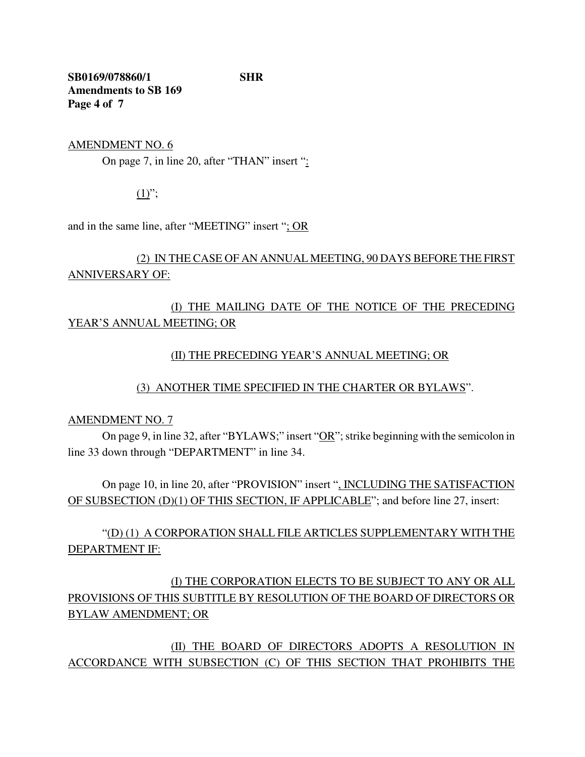AMENDMENT NO. 6

On page 7, in line 20, after "THAN" insert "<u>:</u>

<u>(1)</u>";

and in the same line, after "MEETING" insert "<u>; OR</u>

<u>(2) IN THE CASE OF AN ANNUAL MEETING, 90 DAYS BEFORE THE FIRST ANNIVERSARY OF:</u>

<u>(I) THE MAILING DATE OF THE NOTICE OF THE PRECEDING YEAR'S ANNUAL MEETING; OR</u>

<u>(II) THE PRECEDING YEAR'S ANNUAL MEETING; OR</u>

<u>(3) ANOTHER TIME SPECIFIED IN THE CHARTER OR BYLAWS</u>".

AMENDMENT NO. 7

On page 9, in line 32, after "BYLAWS;" insert "<u>OR</u>"; strike beginning with the semicolon in line 33 down through "DEPARTMENT" in line 34.

On page 10, in line 20, after "PROVISION" insert "<u>, INCLUDING THE SATISFACTION OF SUBSECTION (D)(1) OF THIS SECTION, IF APPLICABLE</u>"; and before line 27, insert:

"<u>(D) (1) A CORPORATION SHALL FILE ARTICLES SUPPLEMENTARY WITH THE DEPARTMENT IF:</u>

<u>(I) THE CORPORATION ELECTS TO BE SUBJECT TO ANY OR ALL PROVISIONS OF THIS SUBTITLE BY RESOLUTION OF THE BOARD OF DIRECTORS OR BYLAW AMENDMENT; OR</u>

<u>(II) THE BOARD OF DIRECTORS ADOPTS A RESOLUTION IN ACCORDANCE WITH SUBSECTION (C) OF THIS SECTION THAT PROHIBITS THE</u>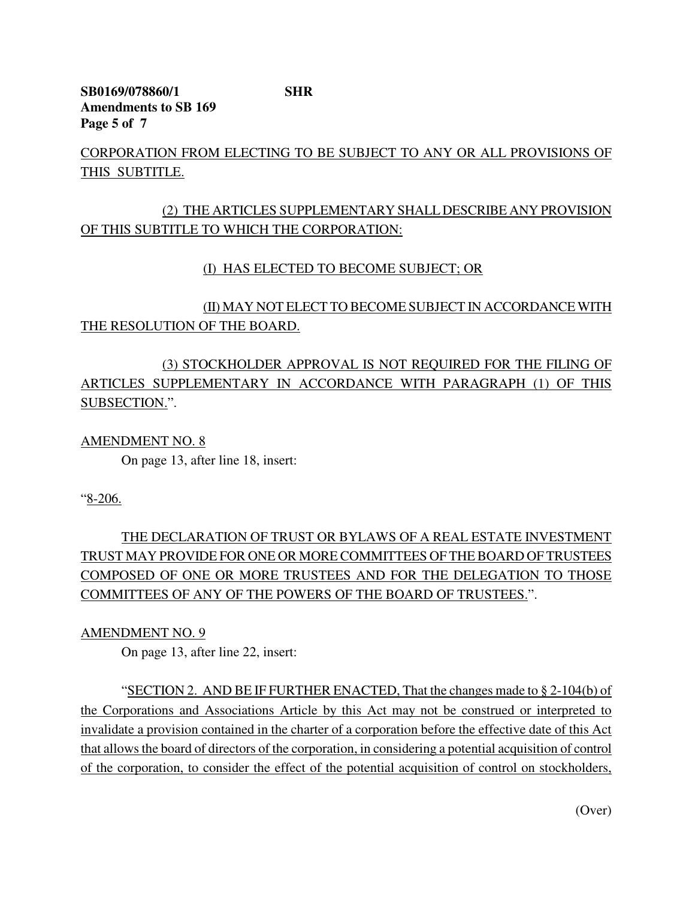CORPORATION FROM ELECTING TO BE SUBJECT TO ANY OR ALL PROVISIONS OF THIS SUBTITLE.

(2) THE ARTICLES SUPPLEMENTARY SHALL DESCRIBE ANY PROVISION OF THIS SUBTITLE TO WHICH THE CORPORATION:

(I) HAS ELECTED TO BECOME SUBJECT; OR

(II) MAY NOT ELECT TO BECOME SUBJECT IN ACCORDANCE WITH THE RESOLUTION OF THE BOARD.

(3) STOCKHOLDER APPROVAL IS NOT REQUIRED FOR THE FILING OF ARTICLES SUPPLEMENTARY IN ACCORDANCE WITH PARAGRAPH (1) OF THIS SUBSECTION.".

AMENDMENT NO. 8

On page 13, after line 18, insert:

"8-206.

THE DECLARATION OF TRUST OR BYLAWS OF A REAL ESTATE INVESTMENT TRUST MAY PROVIDE FOR ONE OR MORE COMMITTEES OF THE BOARD OF TRUSTEES COMPOSED OF ONE OR MORE TRUSTEES AND FOR THE DELEGATION TO THOSE COMMITTEES OF ANY OF THE POWERS OF THE BOARD OF TRUSTEES.".

AMENDMENT NO. 9

On page 13, after line 22, insert:

"SECTION 2. AND BE IF FURTHER ENACTED, That the changes made to § 2-104(b) of the Corporations and Associations Article by this Act may not be construed or interpreted to invalidate a provision contained in the charter of a corporation before the effective date of this Act that allows the board of directors of the corporation, in considering a potential acquisition of control of the corporation, to consider the effect of the potential acquisition of control on stockholders,

(Over)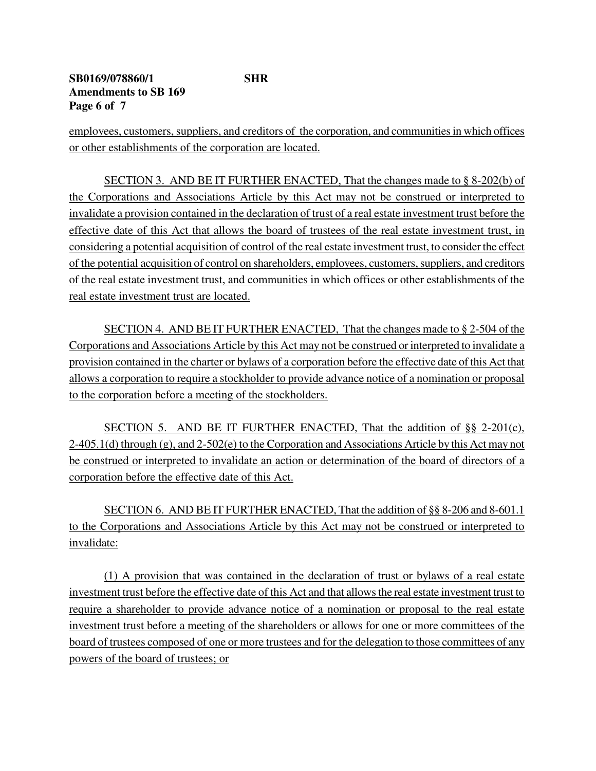employees, customers, suppliers, and creditors of the corporation, and communities in which offices or other establishments of the corporation are located.

SECTION 3. AND BE IT FURTHER ENACTED, That the changes made to § 8-202(b) of the Corporations and Associations Article by this Act may not be construed or interpreted to invalidate a provision contained in the declaration of trust of a real estate investment trust before the effective date of this Act that allows the board of trustees of the real estate investment trust, in considering a potential acquisition of control of the real estate investment trust, to consider the effect of the potential acquisition of control on shareholders, employees, customers, suppliers, and creditors of the real estate investment trust, and communities in which offices or other establishments of the real estate investment trust are located.

SECTION 4. AND BE IT FURTHER ENACTED, That the changes made to § 2-504 of the Corporations and Associations Article by this Act may not be construed or interpreted to invalidate a provision contained in the charter or bylaws of a corporation before the effective date of this Act that allows a corporation to require a stockholder to provide advance notice of a nomination or proposal to the corporation before a meeting of the stockholders.

SECTION 5. AND BE IT FURTHER ENACTED, That the addition of §§ 2-201(c), 2-405.1(d) through (g), and 2-502(e) to the Corporation and Associations Article by this Act may not be construed or interpreted to invalidate an action or determination of the board of directors of a corporation before the effective date of this Act.

SECTION 6. AND BE IT FURTHER ENACTED, That the addition of §§ 8-206 and 8-601.1 to the Corporations and Associations Article by this Act may not be construed or interpreted to invalidate:

(1) A provision that was contained in the declaration of trust or bylaws of a real estate investment trust before the effective date of this Act and that allows the real estate investment trust to require a shareholder to provide advance notice of a nomination or proposal to the real estate investment trust before a meeting of the shareholders or allows for one or more committees of the board of trustees composed of one or more trustees and for the delegation to those committees of any powers of the board of trustees; or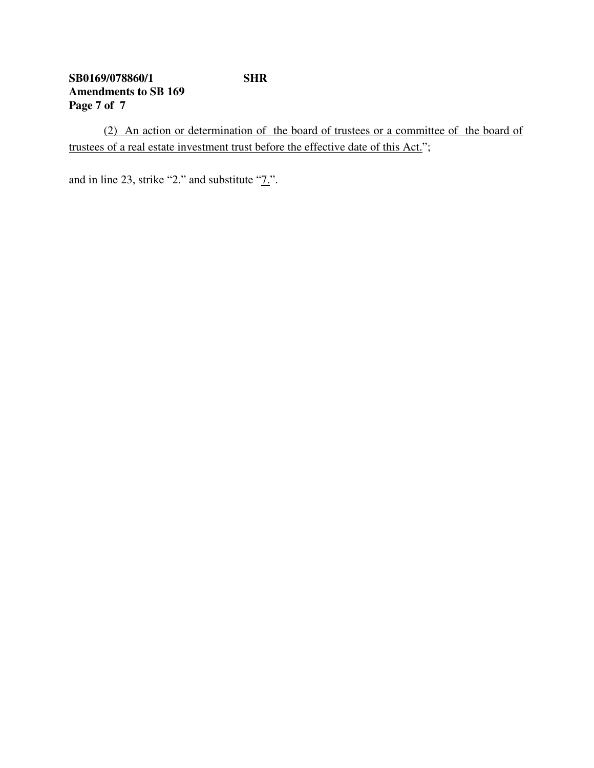(2) An action or determination of the board of trustees or a committee of the board of trustees of a real estate investment trust before the effective date of this Act.";

and in line 23, strike "2." and substitute "7.".